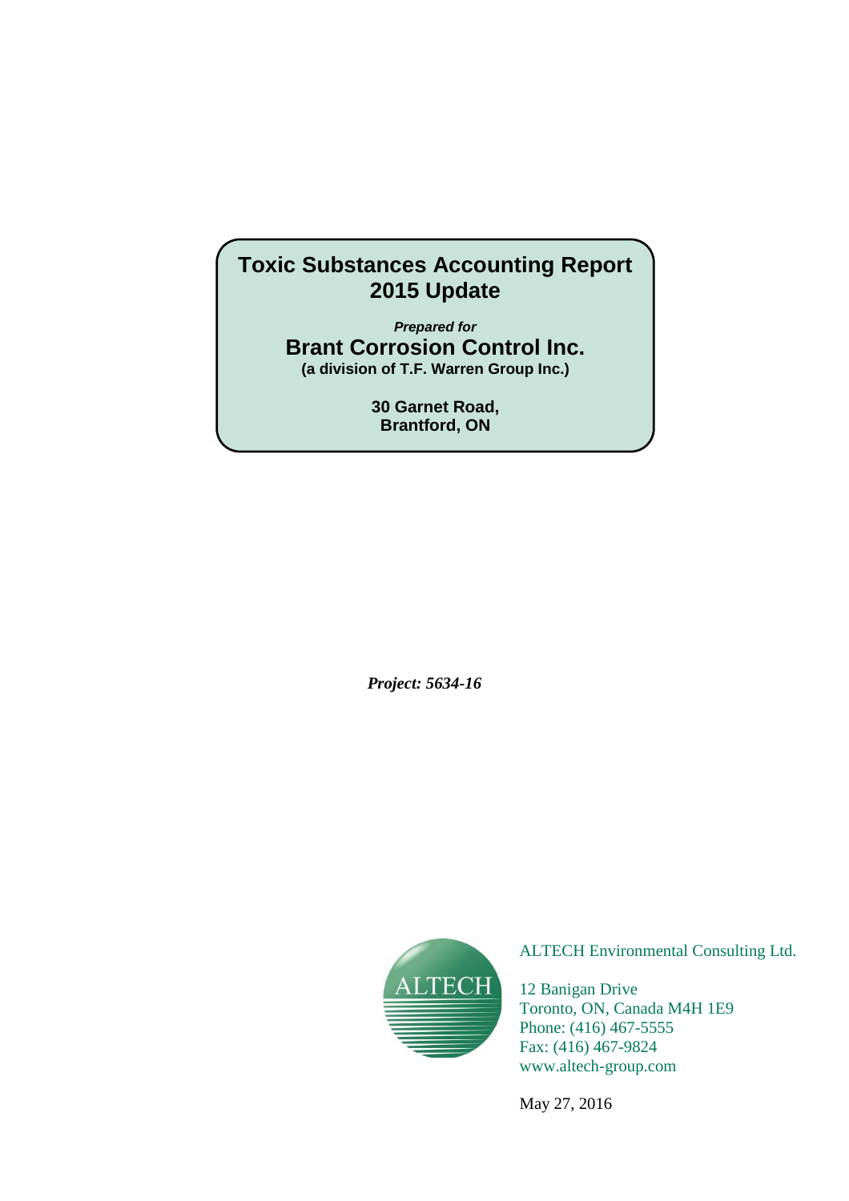# Toxic Substances Accounting Report 2015 Update

***Prepared for***

## Brant Corrosion Control Inc.

**(a division of T.F. Warren Group Inc.)**

**30 Garnet Road,**
**Brantford, ON**

***Project: 5634-16***

ALTECH Environmental Consulting Ltd.

12 Banigan Drive
Toronto, ON, Canada M4H 1E9
Phone: (416) 467-5555
Fax: (416) 467-9824
www.altech-group.com

May 27, 2016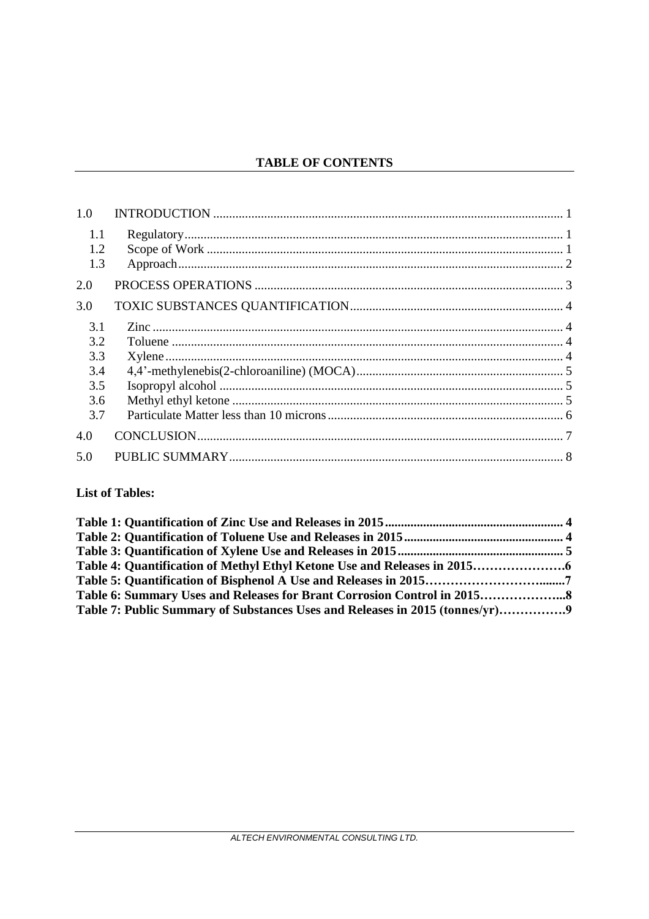## TABLE OF CONTENTS

| | | |
|---|---|---|
| 1.0 | INTRODUCTION | 1 |
| 1.1 | Regulatory | 1 |
| 1.2 | Scope of Work | 1 |
| 1.3 | Approach | 2 |
| 2.0 | PROCESS OPERATIONS | 3 |
| 3.0 | TOXIC SUBSTANCES QUANTIFICATION | 4 |
| 3.1 | Zinc | 4 |
| 3.2 | Toluene | 4 |
| 3.3 | Xylene | 4 |
| 3.4 | 4,4'-methylenebis(2-chloroaniline) (MOCA) | 5 |
| 3.5 | Isopropyl alcohol | 5 |
| 3.6 | Methyl ethyl ketone | 5 |
| 3.7 | Particulate Matter less than 10 microns | 6 |
| 4.0 | CONCLUSION | 7 |
| 5.0 | PUBLIC SUMMARY | 8 |

**List of Tables:**

**Table 1: Quantification of Zinc Use and Releases in 2015 ... 4**
**Table 2: Quantification of Toluene Use and Releases in 2015 ... 4**
**Table 3: Quantification of Xylene Use and Releases in 2015 ... 5**
**Table 4: Quantification of Methyl Ethyl Ketone Use and Releases in 2015 ... 6**
**Table 5: Quantification of Bisphenol A Use and Releases in 2015 ... 7**
**Table 6: Summary Uses and Releases for Brant Corrosion Control in 2015 ... 8**
**Table 7: Public Summary of Substances Uses and Releases in 2015 (tonnes/yr) ... 9**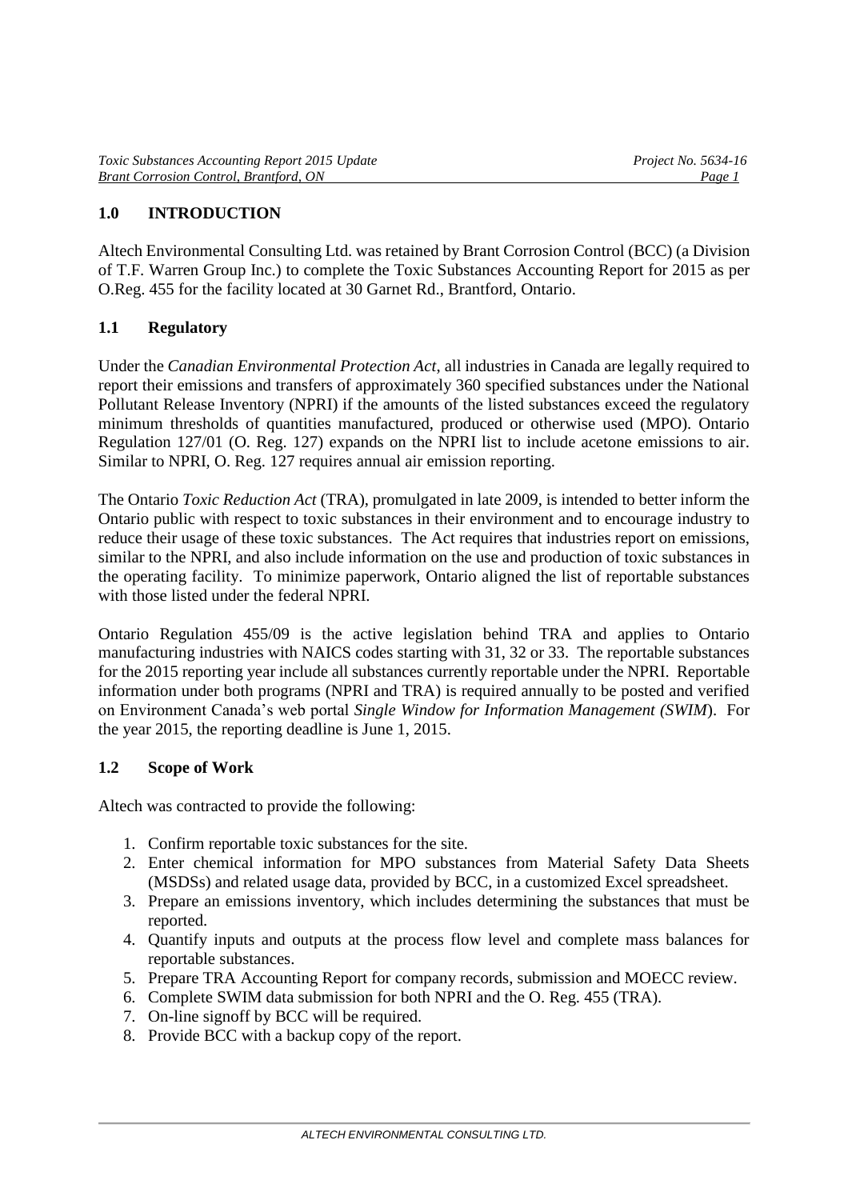## 1.0 INTRODUCTION

Altech Environmental Consulting Ltd. was retained by Brant Corrosion Control (BCC) (a Division of T.F. Warren Group Inc.) to complete the Toxic Substances Accounting Report for 2015 as per O.Reg. 455 for the facility located at 30 Garnet Rd., Brantford, Ontario.

### 1.1 Regulatory

Under the *Canadian Environmental Protection Act*, all industries in Canada are legally required to report their emissions and transfers of approximately 360 specified substances under the National Pollutant Release Inventory (NPRI) if the amounts of the listed substances exceed the regulatory minimum thresholds of quantities manufactured, produced or otherwise used (MPO). Ontario Regulation 127/01 (O. Reg. 127) expands on the NPRI list to include acetone emissions to air. Similar to NPRI, O. Reg. 127 requires annual air emission reporting.

The Ontario *Toxic Reduction Act* (TRA), promulgated in late 2009, is intended to better inform the Ontario public with respect to toxic substances in their environment and to encourage industry to reduce their usage of these toxic substances. The Act requires that industries report on emissions, similar to the NPRI, and also include information on the use and production of toxic substances in the operating facility. To minimize paperwork, Ontario aligned the list of reportable substances with those listed under the federal NPRI.

Ontario Regulation 455/09 is the active legislation behind TRA and applies to Ontario manufacturing industries with NAICS codes starting with 31, 32 or 33. The reportable substances for the 2015 reporting year include all substances currently reportable under the NPRI. Reportable information under both programs (NPRI and TRA) is required annually to be posted and verified on Environment Canada's web portal *Single Window for Information Management (SWIM*). For the year 2015, the reporting deadline is June 1, 2015.

### 1.2 Scope of Work

Altech was contracted to provide the following:

1. Confirm reportable toxic substances for the site.
2. Enter chemical information for MPO substances from Material Safety Data Sheets (MSDSs) and related usage data, provided by BCC, in a customized Excel spreadsheet.
3. Prepare an emissions inventory, which includes determining the substances that must be reported.
4. Quantify inputs and outputs at the process flow level and complete mass balances for reportable substances.
5. Prepare TRA Accounting Report for company records, submission and MOECC review.
6. Complete SWIM data submission for both NPRI and the O. Reg. 455 (TRA).
7. On-line signoff by BCC will be required.
8. Provide BCC with a backup copy of the report.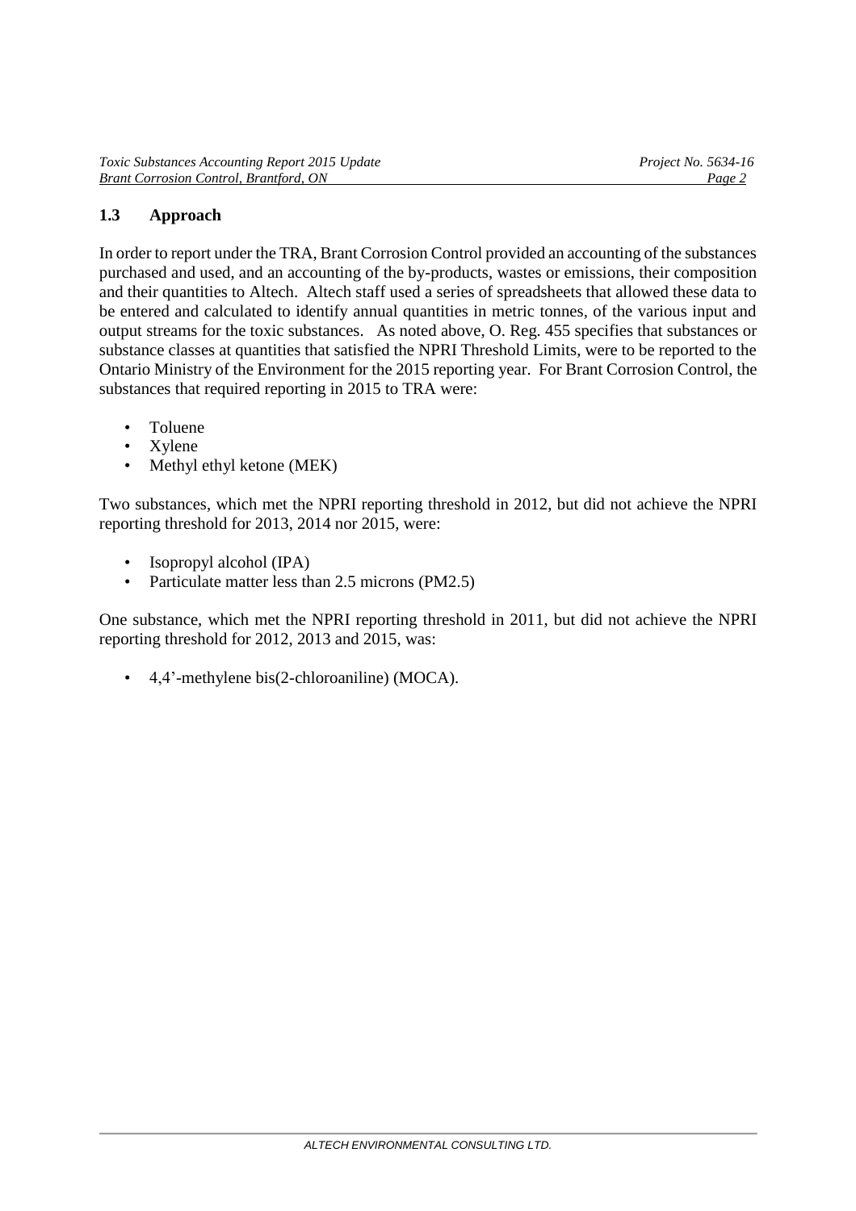## 1.3 Approach

In order to report under the TRA, Brant Corrosion Control provided an accounting of the substances purchased and used, and an accounting of the by-products, wastes or emissions, their composition and their quantities to Altech. Altech staff used a series of spreadsheets that allowed these data to be entered and calculated to identify annual quantities in metric tonnes, of the various input and output streams for the toxic substances. As noted above, O. Reg. 455 specifies that substances or substance classes at quantities that satisfied the NPRI Threshold Limits, were to be reported to the Ontario Ministry of the Environment for the 2015 reporting year. For Brant Corrosion Control, the substances that required reporting in 2015 to TRA were:

- Toluene
- Xylene
- Methyl ethyl ketone (MEK)

Two substances, which met the NPRI reporting threshold in 2012, but did not achieve the NPRI reporting threshold for 2013, 2014 nor 2015, were:

- Isopropyl alcohol (IPA)
- Particulate matter less than 2.5 microns (PM2.5)

One substance, which met the NPRI reporting threshold in 2011, but did not achieve the NPRI reporting threshold for 2012, 2013 and 2015, was:

- 4,4'-methylene bis(2-chloroaniline) (MOCA).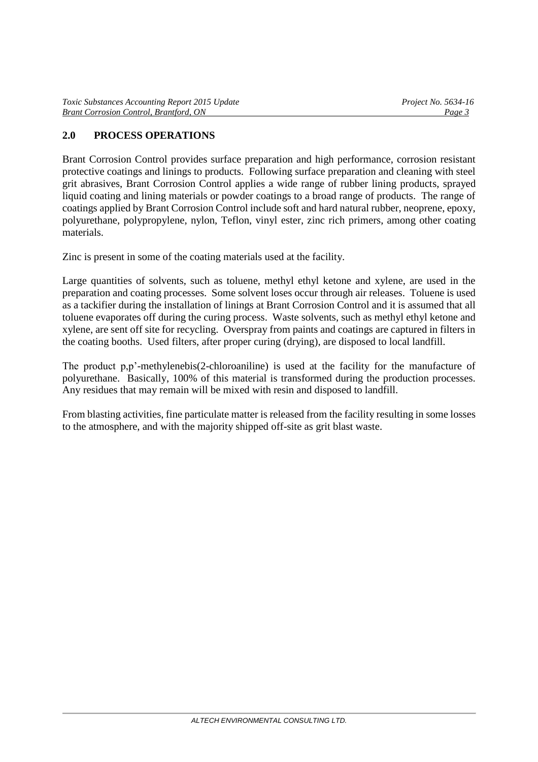## 2.0 PROCESS OPERATIONS

Brant Corrosion Control provides surface preparation and high performance, corrosion resistant protective coatings and linings to products. Following surface preparation and cleaning with steel grit abrasives, Brant Corrosion Control applies a wide range of rubber lining products, sprayed liquid coating and lining materials or powder coatings to a broad range of products. The range of coatings applied by Brant Corrosion Control include soft and hard natural rubber, neoprene, epoxy, polyurethane, polypropylene, nylon, Teflon, vinyl ester, zinc rich primers, among other coating materials.

Zinc is present in some of the coating materials used at the facility.

Large quantities of solvents, such as toluene, methyl ethyl ketone and xylene, are used in the preparation and coating processes. Some solvent loses occur through air releases. Toluene is used as a tackifier during the installation of linings at Brant Corrosion Control and it is assumed that all toluene evaporates off during the curing process. Waste solvents, such as methyl ethyl ketone and xylene, are sent off site for recycling. Overspray from paints and coatings are captured in filters in the coating booths. Used filters, after proper curing (drying), are disposed to local landfill.

The product p,p'-methylenebis(2-chloroaniline) is used at the facility for the manufacture of polyurethane. Basically, 100% of this material is transformed during the production processes. Any residues that may remain will be mixed with resin and disposed to landfill.

From blasting activities, fine particulate matter is released from the facility resulting in some losses to the atmosphere, and with the majority shipped off-site as grit blast waste.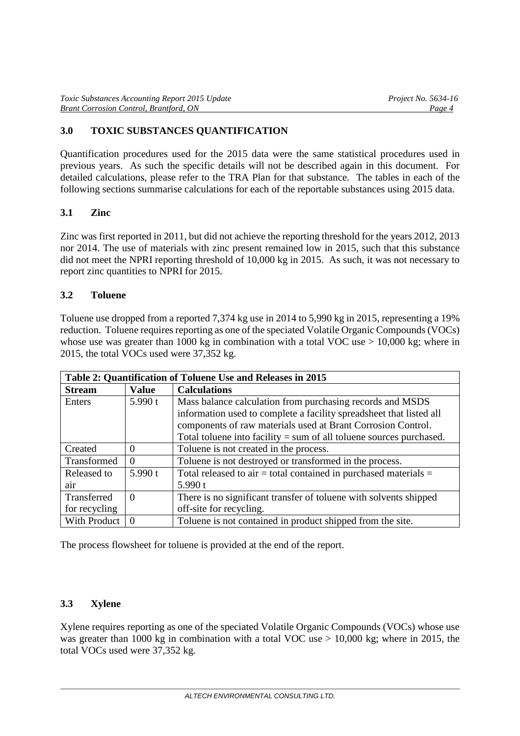## 3.0 TOXIC SUBSTANCES QUANTIFICATION

Quantification procedures used for the 2015 data were the same statistical procedures used in previous years. As such the specific details will not be described again in this document. For detailed calculations, please refer to the TRA Plan for that substance. The tables in each of the following sections summarise calculations for each of the reportable substances using 2015 data.

### 3.1 Zinc

Zinc was first reported in 2011, but did not achieve the reporting threshold for the years 2012, 2013 nor 2014. The use of materials with zinc present remained low in 2015, such that this substance did not meet the NPRI reporting threshold of 10,000 kg in 2015. As such, it was not necessary to report zinc quantities to NPRI for 2015.

### 3.2 Toluene

Toluene use dropped from a reported 7,374 kg use in 2014 to 5,990 kg in 2015, representing a 19% reduction. Toluene requires reporting as one of the speciated Volatile Organic Compounds (VOCs) whose use was greater than 1000 kg in combination with a total VOC use > 10,000 kg; where in 2015, the total VOCs used were 37,352 kg.

| Table 2: Quantification of Toluene Use and Releases in 2015 | | |
|---|---|---|
| **Stream** | **Value** | **Calculations** |
| Enters | 5.990 t | Mass balance calculation from purchasing records and MSDS information used to complete a facility spreadsheet that listed all components of raw materials used at Brant Corrosion Control. Total toluene into facility = sum of all toluene sources purchased. |
| Created | 0 | Toluene is not created in the process. |
| Transformed | 0 | Toluene is not destroyed or transformed in the process. |
| Released to air | 5.990 t | Total released to air = total contained in purchased materials = 5.990 t |
| Transferred for recycling | 0 | There is no significant transfer of toluene with solvents shipped off-site for recycling. |
| With Product | 0 | Toluene is not contained in product shipped from the site. |

The process flowsheet for toluene is provided at the end of the report.

### 3.3 Xylene

Xylene requires reporting as one of the speciated Volatile Organic Compounds (VOCs) whose use was greater than 1000 kg in combination with a total VOC use > 10,000 kg; where in 2015, the total VOCs used were 37,352 kg.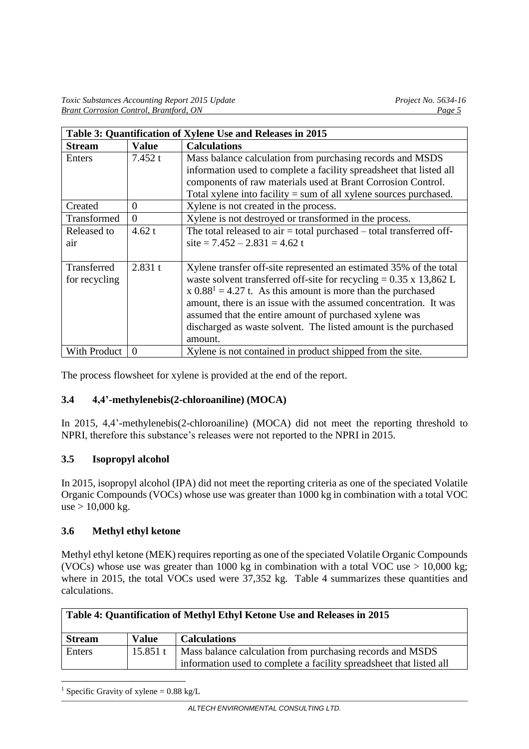| Table 3: Quantification of Xylene Use and Releases in 2015 | | |
|---|---|---|
| **Stream** | **Value** | **Calculations** |
| Enters | 7.452 t | Mass balance calculation from purchasing records and MSDS information used to complete a facility spreadsheet that listed all components of raw materials used at Brant Corrosion Control. Total xylene into facility = sum of all xylene sources purchased. |
| Created | 0 | Xylene is not created in the process. |
| Transformed | 0 | Xylene is not destroyed or transformed in the process. |
| Released to air | 4.62 t | The total released to air = total purchased – total transferred off-site = 7.452 – 2.831 = 4.62 t |
| Transferred for recycling | 2.831 t | Xylene transfer off-site represented an estimated 35% of the total waste solvent transferred off-site for recycling = 0.35 x 13,862 L x 0.88[1] = 4.27 t. As this amount is more than the purchased amount, there is an issue with the assumed concentration. It was assumed that the entire amount of purchased xylene was discharged as waste solvent. The listed amount is the purchased amount. |
| With Product | 0 | Xylene is not contained in product shipped from the site. |

The process flowsheet for xylene is provided at the end of the report.

### 3.4 4,4'-methylenebis(2-chloroaniline) (MOCA)

In 2015, 4,4'-methylenebis(2-chloroaniline) (MOCA) did not meet the reporting threshold to NPRI, therefore this substance's releases were not reported to the NPRI in 2015.

### 3.5 Isopropyl alcohol

In 2015, isopropyl alcohol (IPA) did not meet the reporting criteria as one of the speciated Volatile Organic Compounds (VOCs) whose use was greater than 1000 kg in combination with a total VOC use > 10,000 kg.

### 3.6 Methyl ethyl ketone

Methyl ethyl ketone (MEK) requires reporting as one of the speciated Volatile Organic Compounds (VOCs) whose use was greater than 1000 kg in combination with a total VOC use > 10,000 kg; where in 2015, the total VOCs used were 37,352 kg. Table 4 summarizes these quantities and calculations.

| Table 4: Quantification of Methyl Ethyl Ketone Use and Releases in 2015 | | |
|---|---|---|
| **Stream** | **Value** | **Calculations** |
| Enters | 15.851 t | Mass balance calculation from purchasing records and MSDS information used to complete a facility spreadsheet that listed all |

[1] Specific Gravity of xylene = 0.88 kg/L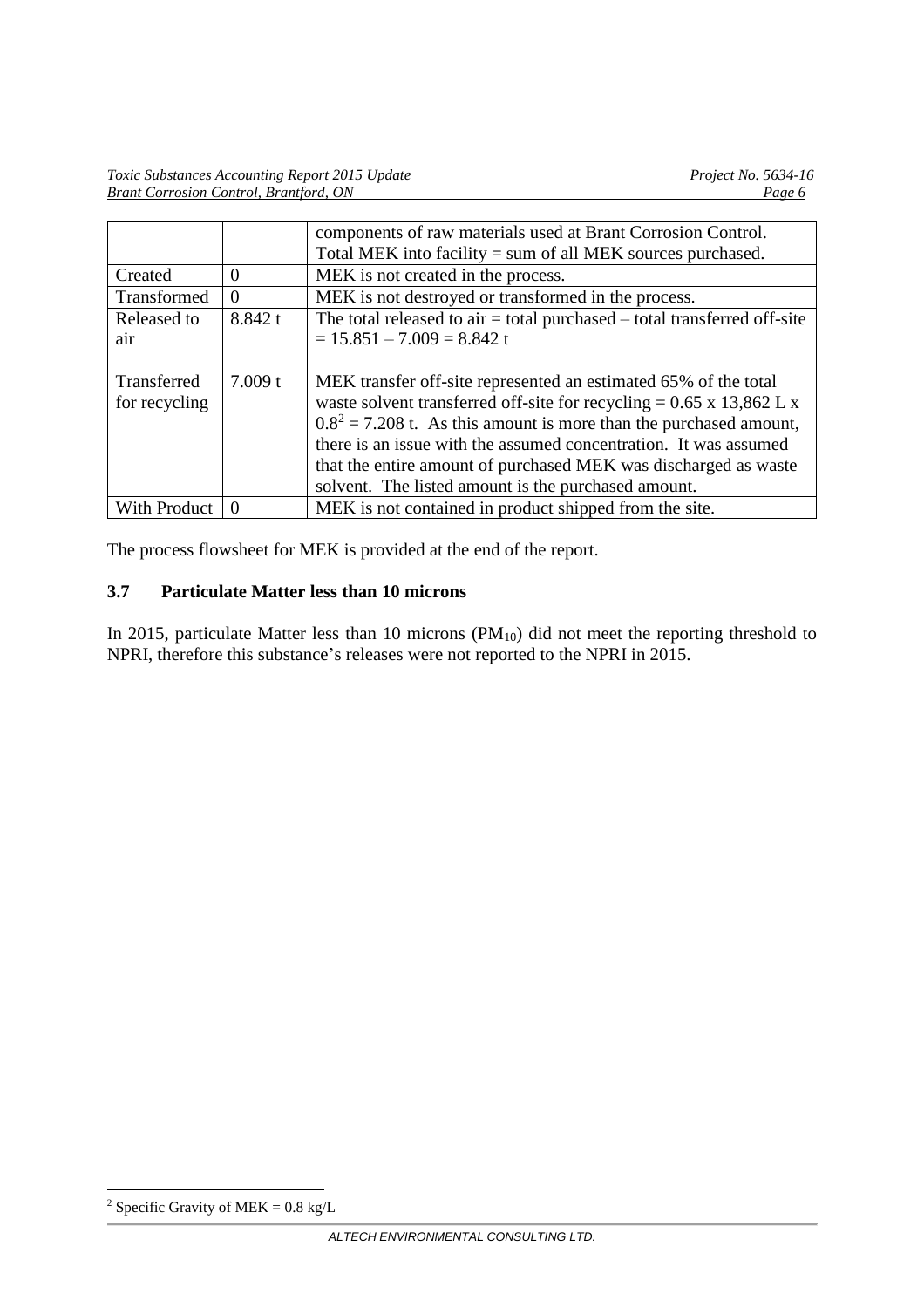| | | |
|---|---|---|
| | | components of raw materials used at Brant Corrosion Control. Total MEK into facility = sum of all MEK sources purchased. |
| Created | 0 | MEK is not created in the process. |
| Transformed | 0 | MEK is not destroyed or transformed in the process. |
| Released to air | 8.842 t | The total released to air = total purchased – total transferred off-site = 15.851 – 7.009 = 8.842 t |
| Transferred for recycling | 7.009 t | MEK transfer off-site represented an estimated 65% of the total waste solvent transferred off-site for recycling = 0.65 x 13,862 L x 0.8[2] = 7.208 t. As this amount is more than the purchased amount, there is an issue with the assumed concentration. It was assumed that the entire amount of purchased MEK was discharged as waste solvent. The listed amount is the purchased amount. |
| With Product | 0 | MEK is not contained in product shipped from the site. |

The process flowsheet for MEK is provided at the end of the report.

### 3.7 Particulate Matter less than 10 microns

In 2015, particulate Matter less than 10 microns ($PM_{10}$) did not meet the reporting threshold to NPRI, therefore this substance's releases were not reported to the NPRI in 2015.

[2] Specific Gravity of MEK = 0.8 kg/L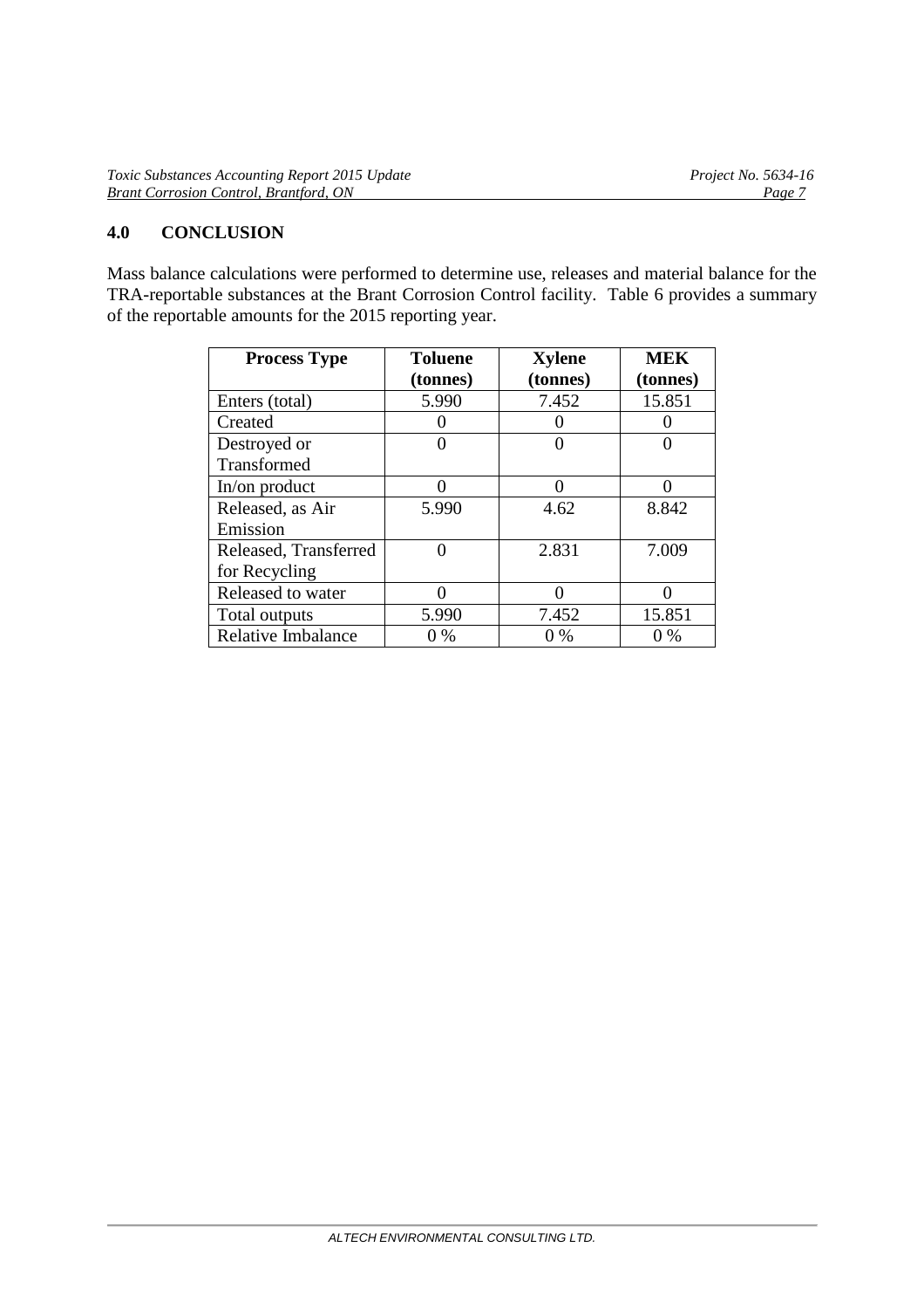## 4.0 CONCLUSION

Mass balance calculations were performed to determine use, releases and material balance for the TRA-reportable substances at the Brant Corrosion Control facility. Table 6 provides a summary of the reportable amounts for the 2015 reporting year.

| Process Type | Toluene (tonnes) | Xylene (tonnes) | MEK (tonnes) |
|---|---|---|---|
| Enters (total) | 5.990 | 7.452 | 15.851 |
| Created | 0 | 0 | 0 |
| Destroyed or Transformed | 0 | 0 | 0 |
| In/on product | 0 | 0 | 0 |
| Released, as Air Emission | 5.990 | 4.62 | 8.842 |
| Released, Transferred for Recycling | 0 | 2.831 | 7.009 |
| Released to water | 0 | 0 | 0 |
| Total outputs | 5.990 | 7.452 | 15.851 |
| Relative Imbalance | 0 % | 0 % | 0 % |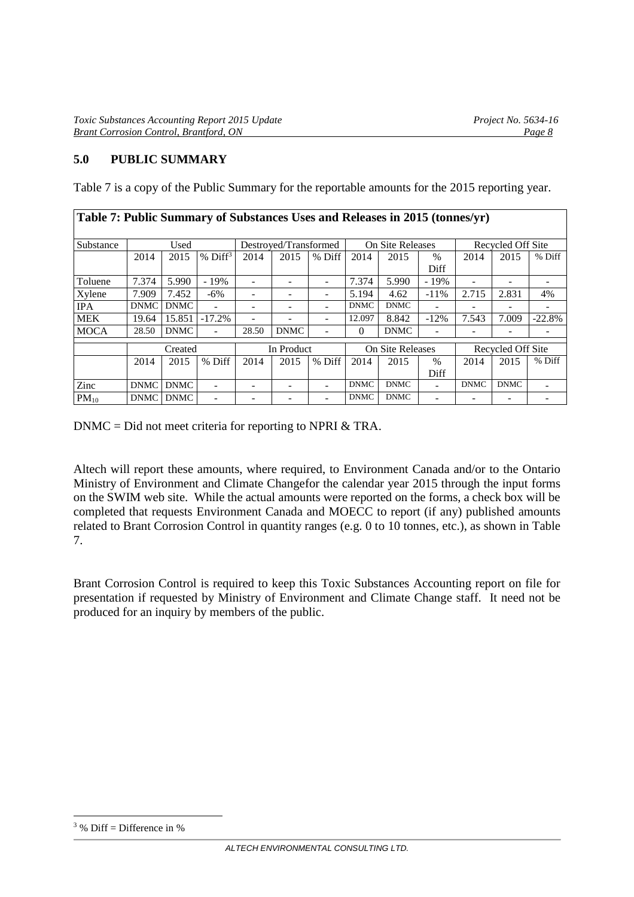## 5.0 PUBLIC SUMMARY

Table 7 is a copy of the Public Summary for the reportable amounts for the 2015 reporting year.

**Table 7: Public Summary of Substances Uses and Releases in 2015 (tonnes/yr)**

| Substance | Used | | | Destroyed/Transformed | | | On Site Releases | | | Recycled Off Site | | |
|---|---|---|---|---|---|---|---|---|---|---|---|---|
| | 2014 | 2015 | % Diff[3] | 2014 | 2015 | % Diff | 2014 | 2015 | % Diff | 2014 | 2015 | % Diff |
| Toluene | 7.374 | 5.990 | - 19% | - | - | - | 7.374 | 5.990 | - 19% | - | - | - |
| Xylene | 7.909 | 7.452 | -6% | - | - | - | 5.194 | 4.62 | -11% | 2.715 | 2.831 | 4% |
| IPA | DNMC | DNMC | - | - | - | - | DNMC | DNMC | - | - | - | - |
| MEK | 19.64 | 15.851 | -17.2% | - | - | - | 12.097 | 8.842 | -12% | 7.543 | 7.009 | -22.8% |
| MOCA | 28.50 | DNMC | - | 28.50 | DNMC | - | 0 | DNMC | - | - | - | - |
| | Created | | | In Product | | | On Site Releases | | | Recycled Off Site | | |
| | 2014 | 2015 | % Diff | 2014 | 2015 | % Diff | 2014 | 2015 | % Diff | 2014 | 2015 | % Diff |
| Zinc | DNMC | DNMC | - | - | - | - | DNMC | DNMC | - | DNMC | DNMC | - |
| $PM_{10}$ | DNMC | DNMC | - | - | - | - | DNMC | DNMC | - | - | - | - |

DNMC = Did not meet criteria for reporting to NPRI & TRA.

Altech will report these amounts, where required, to Environment Canada and/or to the Ontario Ministry of Environment and Climate Changefor the calendar year 2015 through the input forms on the SWIM web site. While the actual amounts were reported on the forms, a check box will be completed that requests Environment Canada and MOECC to report (if any) published amounts related to Brant Corrosion Control in quantity ranges (e.g. 0 to 10 tonnes, etc.), as shown in Table 7.

Brant Corrosion Control is required to keep this Toxic Substances Accounting report on file for presentation if requested by Ministry of Environment and Climate Change staff. It need not be produced for an inquiry by members of the public.

[3] % Diff = Difference in %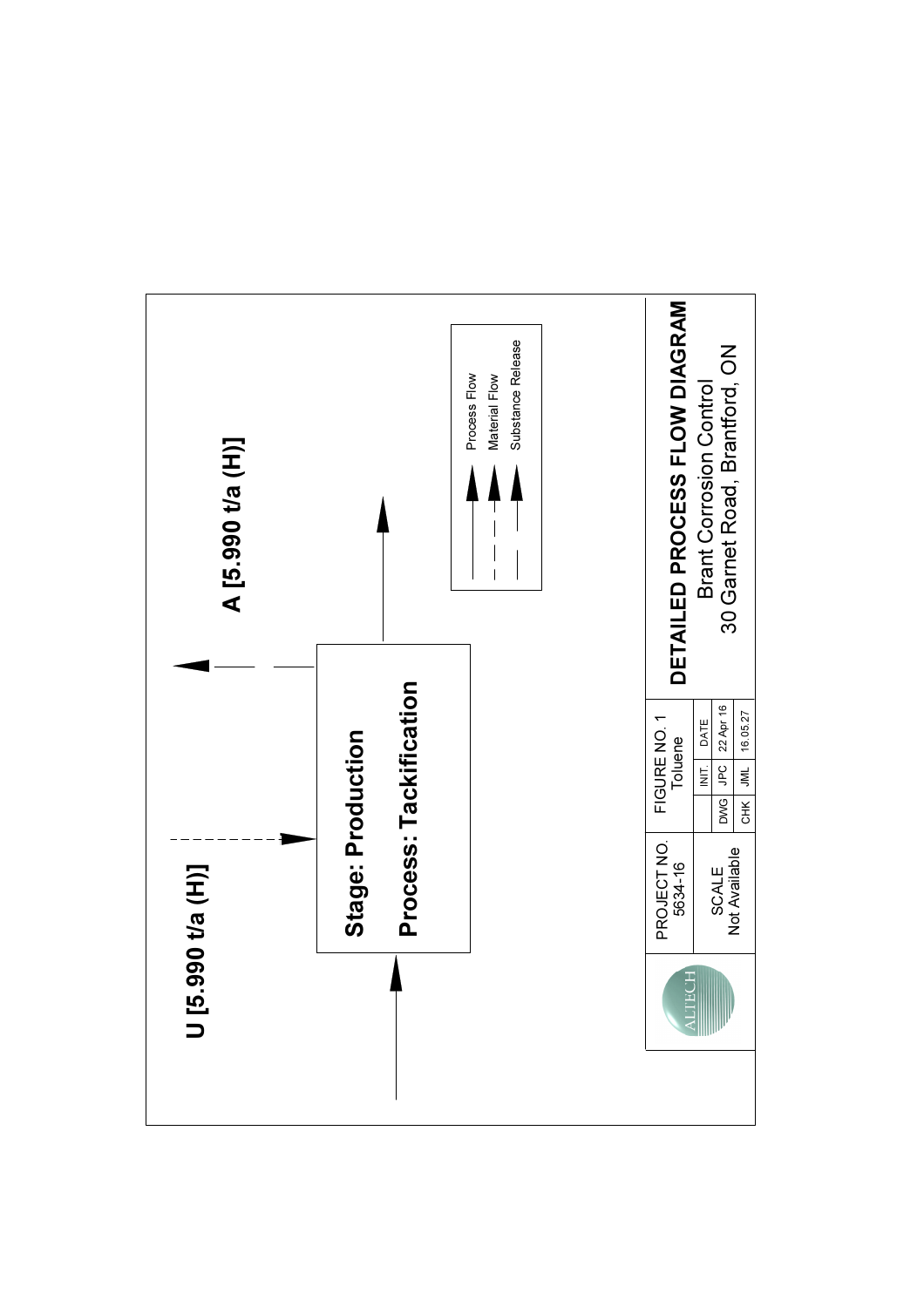U [5.990 t/a (H)]

**Stage: Production**

**Process: Tackification**

A [5.990 t/a (H)]

| Legend | |
|---|---|
| Solid line arrow | Process Flow |
| Dashed line arrow | Material Flow |
| Long-dash line arrow | Substance Release |

| ALTECH | PROJECT NO. 5634-16 | FIGURE NO. 1 Toluene | | **DETAILED PROCESS FLOW DIAGRAM** Brant Corrosion Control 30 Garnet Road, Brantford, ON |
|---|---|---|---|---|
| | SCALE Not Available | INIT. | DATE | |
| | | DWG JPC | 22 Apr 16 | |
| | | CHK JML | 16.05.27 | |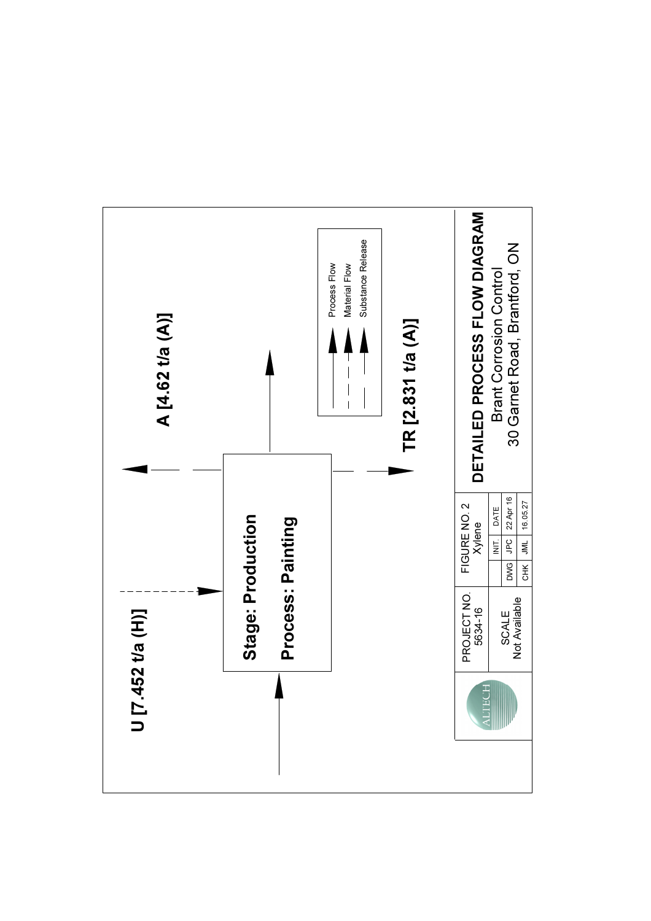U [7.452 t/a (H)]

**Stage: Production**

**Process: Painting**

A [4.62 t/a (A)]

TR [2.831 t/a (A)]

Process Flow

Material Flow

Substance Release

| PROJECT NO. 5634-16 | FIGURE NO. 2 Xylene | | |
|---|---|---|---|
| SCALE Not Available | | INIT. | DATE |
| | DWG | JPC | 22 Apr 16 |
| | CHK | JML | 16.05.27 |

**DETAILED PROCESS FLOW DIAGRAM**

Brant Corrosion Control

30 Garnet Road, Brantford, ON

ALTECH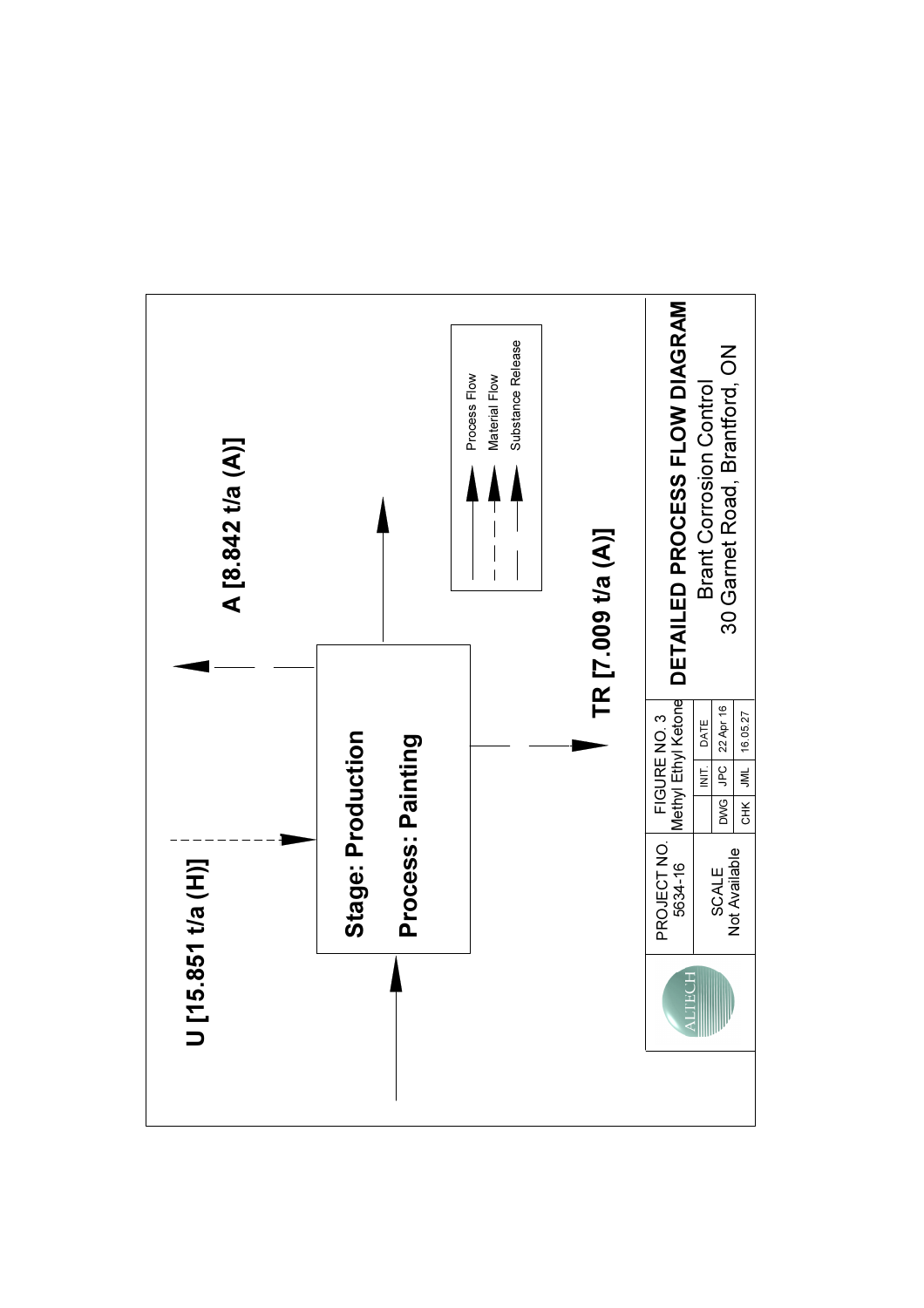U [15.851 t/a (H)]

**Stage: Production**

**Process: Painting**

A [8.842 t/a (A)]

TR [7.009 t/a (A)]

Process Flow

Material Flow

Substance Release

ALTECH

| PROJECT NO. 5634-16 | FIGURE NO. 3 Methyl Ethyl Ketone | | |
|---|---|---|---|
| SCALE Not Available | | INIT. | DATE |
| | DWG | JPC | 22 Apr 16 |
| | CHK | JML | 16.05.27 |

**DETAILED PROCESS FLOW DIAGRAM**

Brant Corrosion Control

30 Garnet Road, Brantford, ON